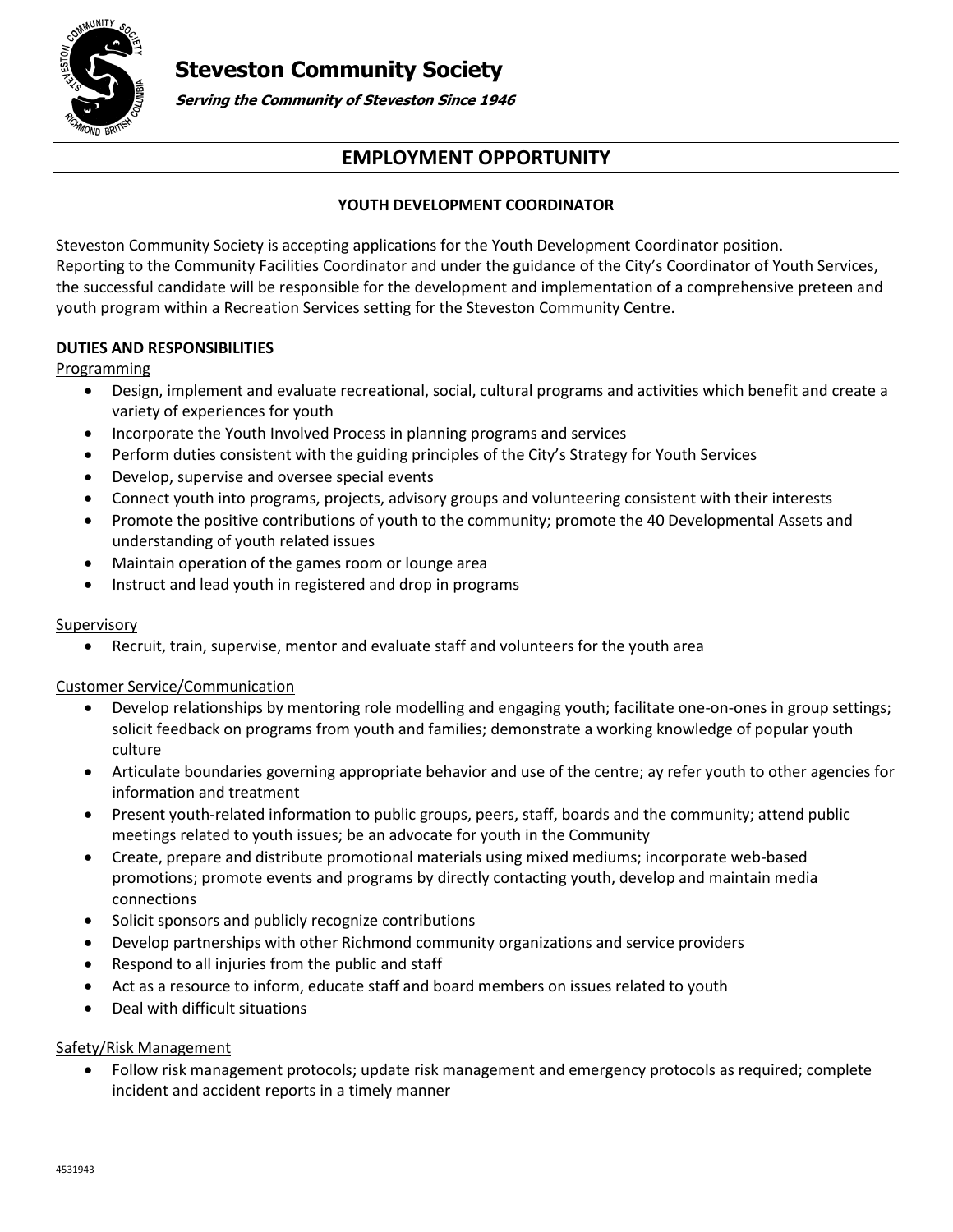# Steveston Community Society

***Serving the Community of Steveston Since 1946***

## EMPLOYMENT OPPORTUNITY

### YOUTH DEVELOPMENT COORDINATOR

Steveston Community Society is accepting applications for the Youth Development Coordinator position. Reporting to the Community Facilities Coordinator and under the guidance of the City's Coordinator of Youth Services, the successful candidate will be responsible for the development and implementation of a comprehensive preteen and youth program within a Recreation Services setting for the Steveston Community Centre.

**DUTIES AND RESPONSIBILITIES**

Programming

- Design, implement and evaluate recreational, social, cultural programs and activities which benefit and create a variety of experiences for youth
- Incorporate the Youth Involved Process in planning programs and services
- Perform duties consistent with the guiding principles of the City's Strategy for Youth Services
- Develop, supervise and oversee special events
- Connect youth into programs, projects, advisory groups and volunteering consistent with their interests
- Promote the positive contributions of youth to the community; promote the 40 Developmental Assets and understanding of youth related issues
- Maintain operation of the games room or lounge area
- Instruct and lead youth in registered and drop in programs

Supervisory

- Recruit, train, supervise, mentor and evaluate staff and volunteers for the youth area

Customer Service/Communication

- Develop relationships by mentoring role modelling and engaging youth; facilitate one-on-ones in group settings; solicit feedback on programs from youth and families; demonstrate a working knowledge of popular youth culture
- Articulate boundaries governing appropriate behavior and use of the centre; ay refer youth to other agencies for information and treatment
- Present youth-related information to public groups, peers, staff, boards and the community; attend public meetings related to youth issues; be an advocate for youth in the Community
- Create, prepare and distribute promotional materials using mixed mediums; incorporate web-based promotions; promote events and programs by directly contacting youth, develop and maintain media connections
- Solicit sponsors and publicly recognize contributions
- Develop partnerships with other Richmond community organizations and service providers
- Respond to all injuries from the public and staff
- Act as a resource to inform, educate staff and board members on issues related to youth
- Deal with difficult situations

Safety/Risk Management

- Follow risk management protocols; update risk management and emergency protocols as required; complete incident and accident reports in a timely manner

4531943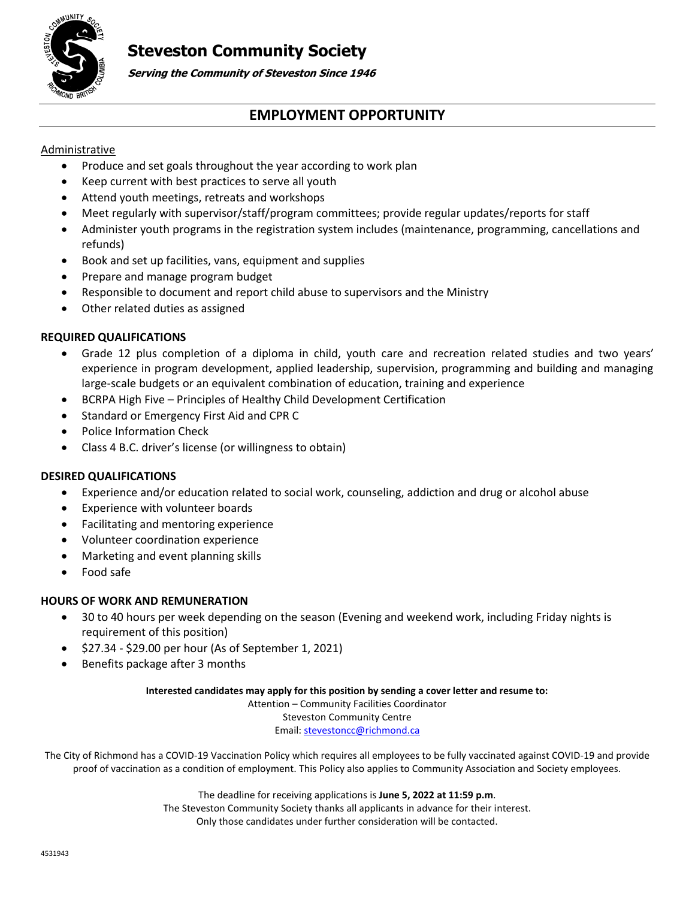# Steveston Community Society

***Serving the Community of Steveston Since 1946***

## EMPLOYMENT OPPORTUNITY

Administrative

- Produce and set goals throughout the year according to work plan
- Keep current with best practices to serve all youth
- Attend youth meetings, retreats and workshops
- Meet regularly with supervisor/staff/program committees; provide regular updates/reports for staff
- Administer youth programs in the registration system includes (maintenance, programming, cancellations and refunds)
- Book and set up facilities, vans, equipment and supplies
- Prepare and manage program budget
- Responsible to document and report child abuse to supervisors and the Ministry
- Other related duties as assigned

### REQUIRED QUALIFICATIONS

- Grade 12 plus completion of a diploma in child, youth care and recreation related studies and two years' experience in program development, applied leadership, supervision, programming and building and managing large-scale budgets or an equivalent combination of education, training and experience
- BCRPA High Five – Principles of Healthy Child Development Certification
- Standard or Emergency First Aid and CPR C
- Police Information Check
- Class 4 B.C. driver's license (or willingness to obtain)

### DESIRED QUALIFICATIONS

- Experience and/or education related to social work, counseling, addiction and drug or alcohol abuse
- Experience with volunteer boards
- Facilitating and mentoring experience
- Volunteer coordination experience
- Marketing and event planning skills
- Food safe

### HOURS OF WORK AND REMUNERATION

- 30 to 40 hours per week depending on the season (Evening and weekend work, including Friday nights is requirement of this position)
- $27.34 - $29.00 per hour (As of September 1, 2021)
- Benefits package after 3 months

**Interested candidates may apply for this position by sending a cover letter and resume to:**

Attention – Community Facilities Coordinator
Steveston Community Centre
Email: stevestoncc@richmond.ca

The City of Richmond has a COVID-19 Vaccination Policy which requires all employees to be fully vaccinated against COVID-19 and provide proof of vaccination as a condition of employment. This Policy also applies to Community Association and Society employees.

The deadline for receiving applications is **June 5, 2022 at 11:59 p.m**.
The Steveston Community Society thanks all applicants in advance for their interest.
Only those candidates under further consideration will be contacted.

4531943